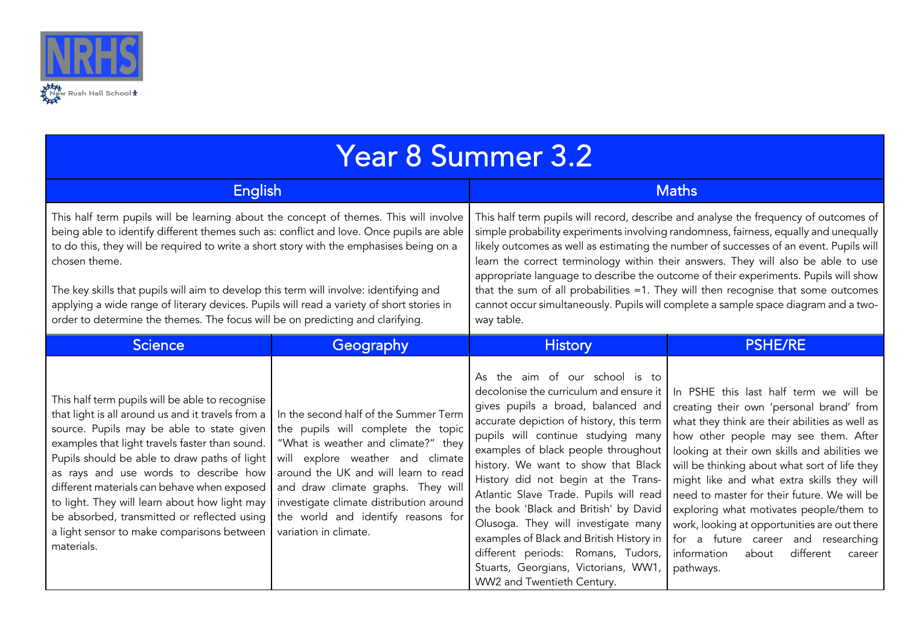NRHS

New Rush Hall School

# Year 8 Summer 3.2

## English

This half term pupils will be learning about the concept of themes. This will involve being able to identify different themes such as: conflict and love. Once pupils are able to do this, they will be required to write a short story with the emphasises being on a chosen theme.

The key skills that pupils will aim to develop this term will involve: identifying and applying a wide range of literary devices. Pupils will read a variety of short stories in order to determine the themes. The focus will be on predicting and clarifying.

## Maths

This half term pupils will record, describe and analyse the frequency of outcomes of simple probability experiments involving randomness, fairness, equally and unequally likely outcomes as well as estimating the number of successes of an event. Pupils will learn the correct terminology within their answers. They will also be able to use appropriate language to describe the outcome of their experiments. Pupils will show that the sum of all probabilities =1. They will then recognise that some outcomes cannot occur simultaneously. Pupils will complete a sample space diagram and a two-way table.

## Science

This half term pupils will be able to recognise that light is all around us and it travels from a source. Pupils may be able to state given examples that light travels faster than sound. Pupils should be able to draw paths of light as rays and use words to describe how different materials can behave when exposed to light. They will learn about how light may be absorbed, transmitted or reflected using a light sensor to make comparisons between materials.

## Geography

In the second half of the Summer Term the pupils will complete the topic "What is weather and climate?" they will explore weather and climate around the UK and will learn to read and draw climate graphs. They will investigate climate distribution around the world and identify reasons for variation in climate.

## History

As the aim of our school is to decolonise the curriculum and ensure it gives pupils a broad, balanced and accurate depiction of history, this term pupils will continue studying many examples of black people throughout history. We want to show that Black History did not begin at the Trans-Atlantic Slave Trade. Pupils will read the book 'Black and British' by David Olusoga. They will investigate many examples of Black and British History in different periods: Romans, Tudors, Stuarts, Georgians, Victorians, WW1, WW2 and Twentieth Century.

## PSHE/RE

In PSHE this last half term we will be creating their own 'personal brand' from what they think are their abilities as well as how other people may see them. After looking at their own skills and abilities we will be thinking about what sort of life they might like and what extra skills they will need to master for their future. We will be exploring what motivates people/them to work, looking at opportunities are out there for a future career and researching information about different career pathways.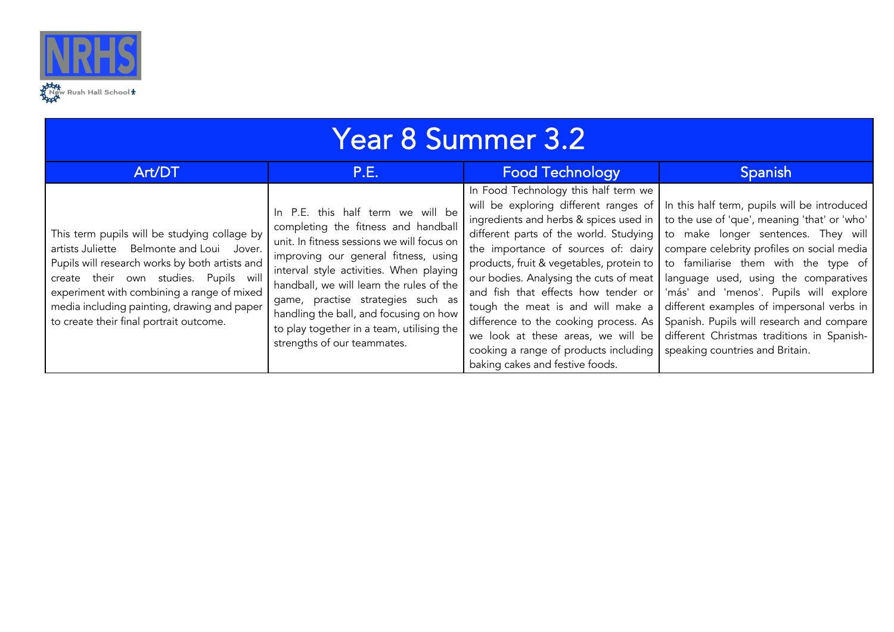NRHS

New Rush Hall School

# Year 8 Summer 3.2

| Art/DT | P.E. | Food Technology | Spanish |
|---|---|---|---|
| This term pupils will be studying collage by artists Juliette Belmonte and Loui Jover. Pupils will research works by both artists and create their own studies. Pupils will experiment with combining a range of mixed media including painting, drawing and paper to create their final portrait outcome. | In P.E. this half term we will be completing the fitness and handball unit. In fitness sessions we will focus on improving our general fitness, using interval style activities. When playing handball, we will learn the rules of the game, practise strategies such as handling the ball, and focusing on how to play together in a team, utilising the strengths of our teammates. | In Food Technology this half term we will be exploring different ranges of ingredients and herbs & spices used in different parts of the world. Studying the importance of sources of: dairy products, fruit & vegetables, protein to our bodies. Analysing the cuts of meat and fish that effects how tender or tough the meat is and will make a difference to the cooking process. As we look at these areas, we will be cooking a range of products including baking cakes and festive foods. | In this half term, pupils will be introduced to the use of 'que', meaning 'that' or 'who' to make longer sentences. They will compare celebrity profiles on social media to familiarise them with the type of language used, using the comparatives 'más' and 'menos'. Pupils will explore different examples of impersonal verbs in Spanish. Pupils will research and compare different Christmas traditions in Spanish-speaking countries and Britain. |